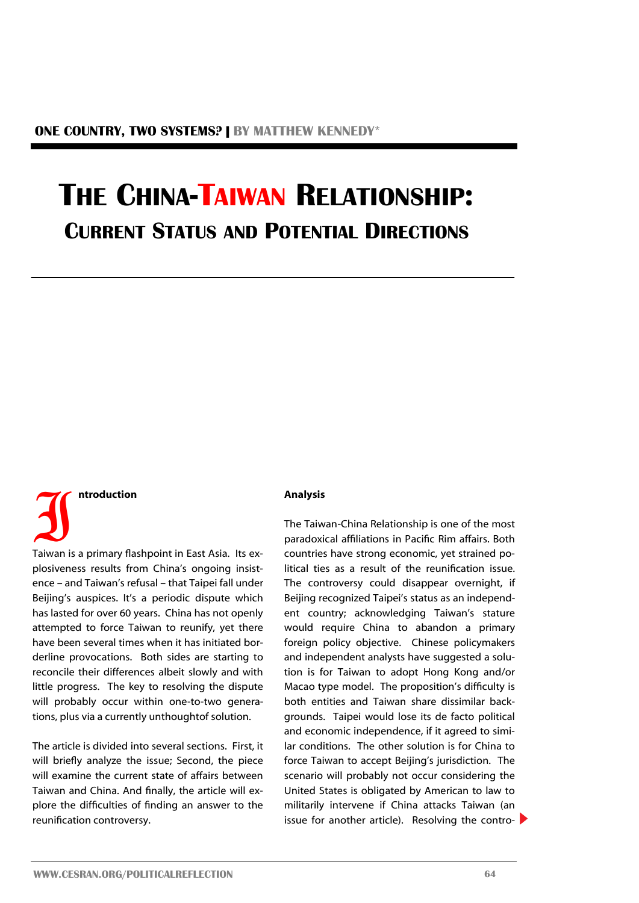ONE COUNTRY, TWO SYSTEMS? | BY MATTHEW KENNEDY*

# The China-Taiwan Relationship:
## Current Status and Potential Directions

### Introduction

Taiwan is a primary flashpoint in East Asia. Its explosiveness results from China's ongoing insistence – and Taiwan's refusal – that Taipei fall under Beijing's auspices. It's a periodic dispute which has lasted for over 60 years. China has not openly attempted to force Taiwan to reunify, yet there have been several times when it has initiated borderline provocations. Both sides are starting to reconcile their differences albeit slowly and with little progress. The key to resolving the dispute will probably occur within one-to-two generations, plus via a currently unthoughtof solution.

The article is divided into several sections. First, it will briefly analyze the issue; Second, the piece will examine the current state of affairs between Taiwan and China. And finally, the article will explore the difficulties of finding an answer to the reunification controversy.

### Analysis

The Taiwan-China Relationship is one of the most paradoxical affiliations in Pacific Rim affairs. Both countries have strong economic, yet strained political ties as a result of the reunification issue. The controversy could disappear overnight, if Beijing recognized Taipei's status as an independent country; acknowledging Taiwan's stature would require China to abandon a primary foreign policy objective. Chinese policymakers and independent analysts have suggested a solution is for Taiwan to adopt Hong Kong and/or Macao type model. The proposition's difficulty is both entities and Taiwan share dissimilar backgrounds. Taipei would lose its de facto political and economic independence, if it agreed to similar conditions. The other solution is for China to force Taiwan to accept Beijing's jurisdiction. The scenario will probably not occur considering the United States is obligated by American to law to militarily intervene if China attacks Taiwan (an issue for another article). Resolving the contro-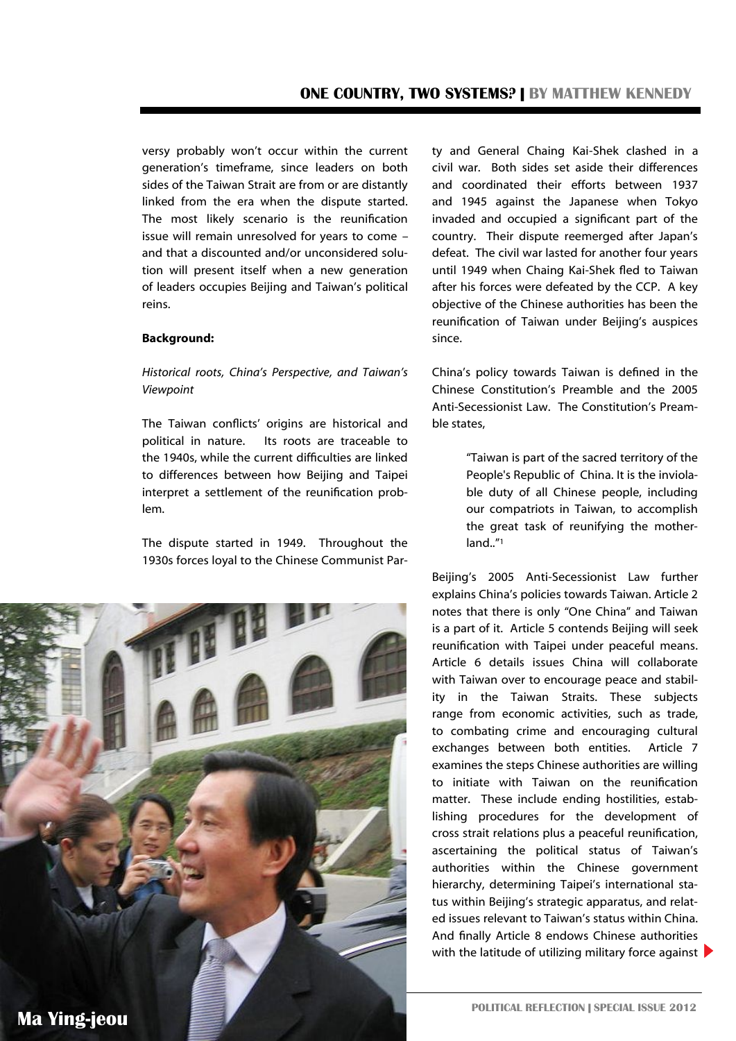versy probably won't occur within the current generation's timeframe, since leaders on both sides of the Taiwan Strait are from or are distantly linked from the era when the dispute started. The most likely scenario is the reunification issue will remain unresolved for years to come – and that a discounted and/or unconsidered solution will present itself when a new generation of leaders occupies Beijing and Taiwan's political reins.

**Background:**

*Historical roots, China's Perspective, and Taiwan's Viewpoint*

The Taiwan conflicts' origins are historical and political in nature. Its roots are traceable to the 1940s, while the current difficulties are linked to differences between how Beijing and Taipei interpret a settlement of the reunification problem.

The dispute started in 1949. Throughout the 1930s forces loyal to the Chinese Communist Party and General Chaing Kai-Shek clashed in a civil war. Both sides set aside their differences and coordinated their efforts between 1937 and 1945 against the Japanese when Tokyo invaded and occupied a significant part of the country. Their dispute reemerged after Japan's defeat. The civil war lasted for another four years until 1949 when Chaing Kai-Shek fled to Taiwan after his forces were defeated by the CCP. A key objective of the Chinese authorities has been the reunification of Taiwan under Beijing's auspices since.

Ma Ying-jeou

China's policy towards Taiwan is defined in the Chinese Constitution's Preamble and the 2005 Anti-Secessionist Law. The Constitution's Preamble states,

> "Taiwan is part of the sacred territory of the People's Republic of China. It is the inviolable duty of all Chinese people, including our compatriots in Taiwan, to accomplish the great task of reunifying the motherland.."[1]

Beijing's 2005 Anti-Secessionist Law further explains China's policies towards Taiwan. Article 2 notes that there is only "One China" and Taiwan is a part of it. Article 5 contends Beijing will seek reunification with Taipei under peaceful means. Article 6 details issues China will collaborate with Taiwan over to encourage peace and stability in the Taiwan Straits. These subjects range from economic activities, such as trade, to combating crime and encouraging cultural exchanges between both entities. Article 7 examines the steps Chinese authorities are willing to initiate with Taiwan on the reunification matter. These include ending hostilities, establishing procedures for the development of cross strait relations plus a peaceful reunification, ascertaining the political status of Taiwan's authorities within the Chinese government hierarchy, determining Taipei's international status within Beijing's strategic apparatus, and related issues relevant to Taiwan's status within China. And finally Article 8 endows Chinese authorities with the latitude of utilizing military force against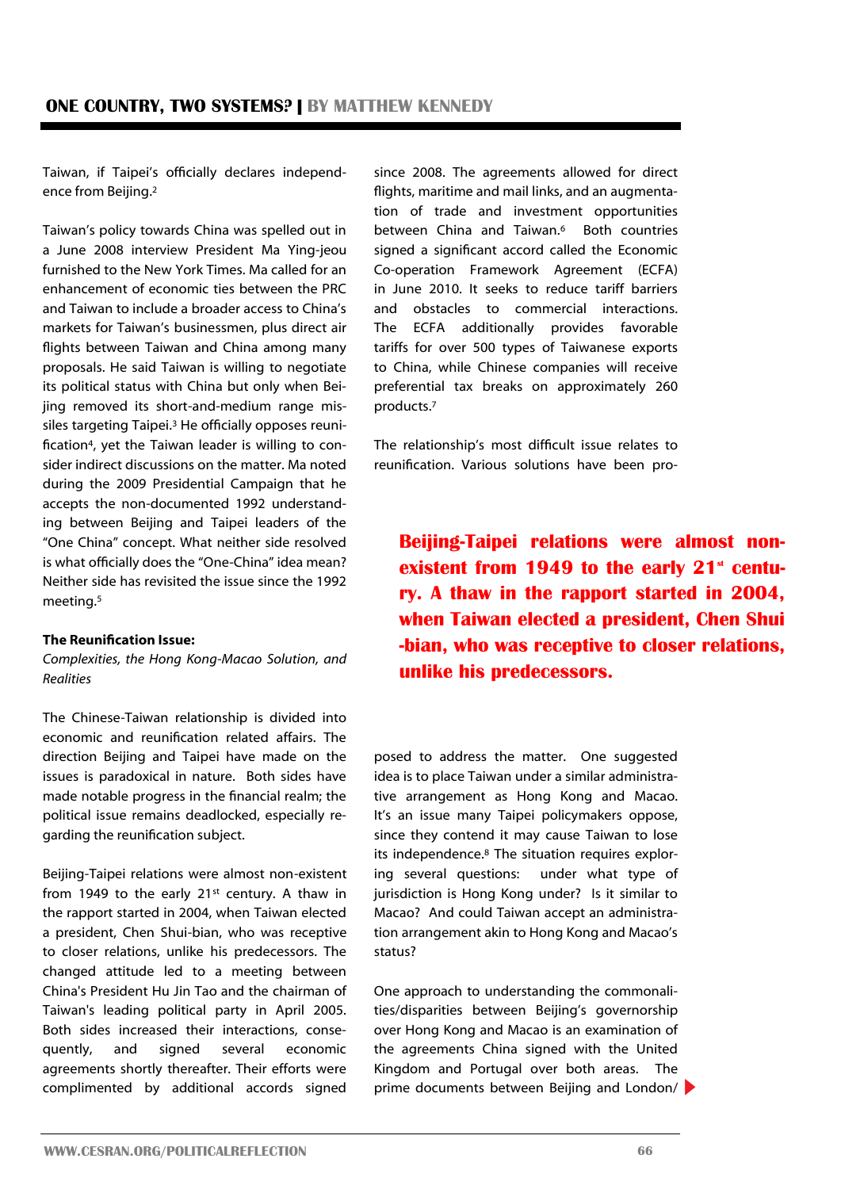Taiwan, if Taipei's officially declares independence from Beijing.[2]

Taiwan's policy towards China was spelled out in a June 2008 interview President Ma Ying-jeou furnished to the New York Times. Ma called for an enhancement of economic ties between the PRC and Taiwan to include a broader access to China's markets for Taiwan's businessmen, plus direct air flights between Taiwan and China among many proposals. He said Taiwan is willing to negotiate its political status with China but only when Beijing removed its short-and-medium range missiles targeting Taipei.[3] He officially opposes reunification[4], yet the Taiwan leader is willing to consider indirect discussions on the matter. Ma noted during the 2009 Presidential Campaign that he accepts the non-documented 1992 understanding between Beijing and Taipei leaders of the "One China" concept. What neither side resolved is what officially does the "One-China" idea mean? Neither side has revisited the issue since the 1992 meeting.[5]

**The Reunification Issue:**
*Complexities, the Hong Kong-Macao Solution, and Realities*

The Chinese-Taiwan relationship is divided into economic and reunification related affairs. The direction Beijing and Taipei have made on the issues is paradoxical in nature. Both sides have made notable progress in the financial realm; the political issue remains deadlocked, especially regarding the reunification subject.

Beijing-Taipei relations were almost non-existent from 1949 to the early 21st century. A thaw in the rapport started in 2004, when Taiwan elected a president, Chen Shui-bian, who was receptive to closer relations, unlike his predecessors. The changed attitude led to a meeting between China's President Hu Jin Tao and the chairman of Taiwan's leading political party in April 2005. Both sides increased their interactions, consequently, and signed several economic agreements shortly thereafter. Their efforts were complimented by additional accords signed since 2008. The agreements allowed for direct flights, maritime and mail links, and an augmentation of trade and investment opportunities between China and Taiwan.[6] Both countries signed a significant accord called the Economic Co-operation Framework Agreement (ECFA) in June 2010. It seeks to reduce tariff barriers and obstacles to commercial interactions. The ECFA additionally provides favorable tariffs for over 500 types of Taiwanese exports to China, while Chinese companies will receive preferential tax breaks on approximately 260 products.[7]

The relationship's most difficult issue relates to reunification. Various solutions have been proposed to address the matter. One suggested idea is to place Taiwan under a similar administrative arrangement as Hong Kong and Macao. It's an issue many Taipei policymakers oppose, since they contend it may cause Taiwan to lose its independence.[8] The situation requires exploring several questions: under what type of jurisdiction is Hong Kong under? Is it similar to Macao? And could Taiwan accept an administration arrangement akin to Hong Kong and Macao's status?

> **Beijing-Taipei relations were almost non-existent from 1949 to the early 21st century. A thaw in the rapport started in 2004, when Taiwan elected a president, Chen Shui-bian, who was receptive to closer relations, unlike his predecessors.**

One approach to understanding the commonalities/disparities between Beijing's governorship over Hong Kong and Macao is an examination of the agreements China signed with the United Kingdom and Portugal over both areas. The prime documents between Beijing and London/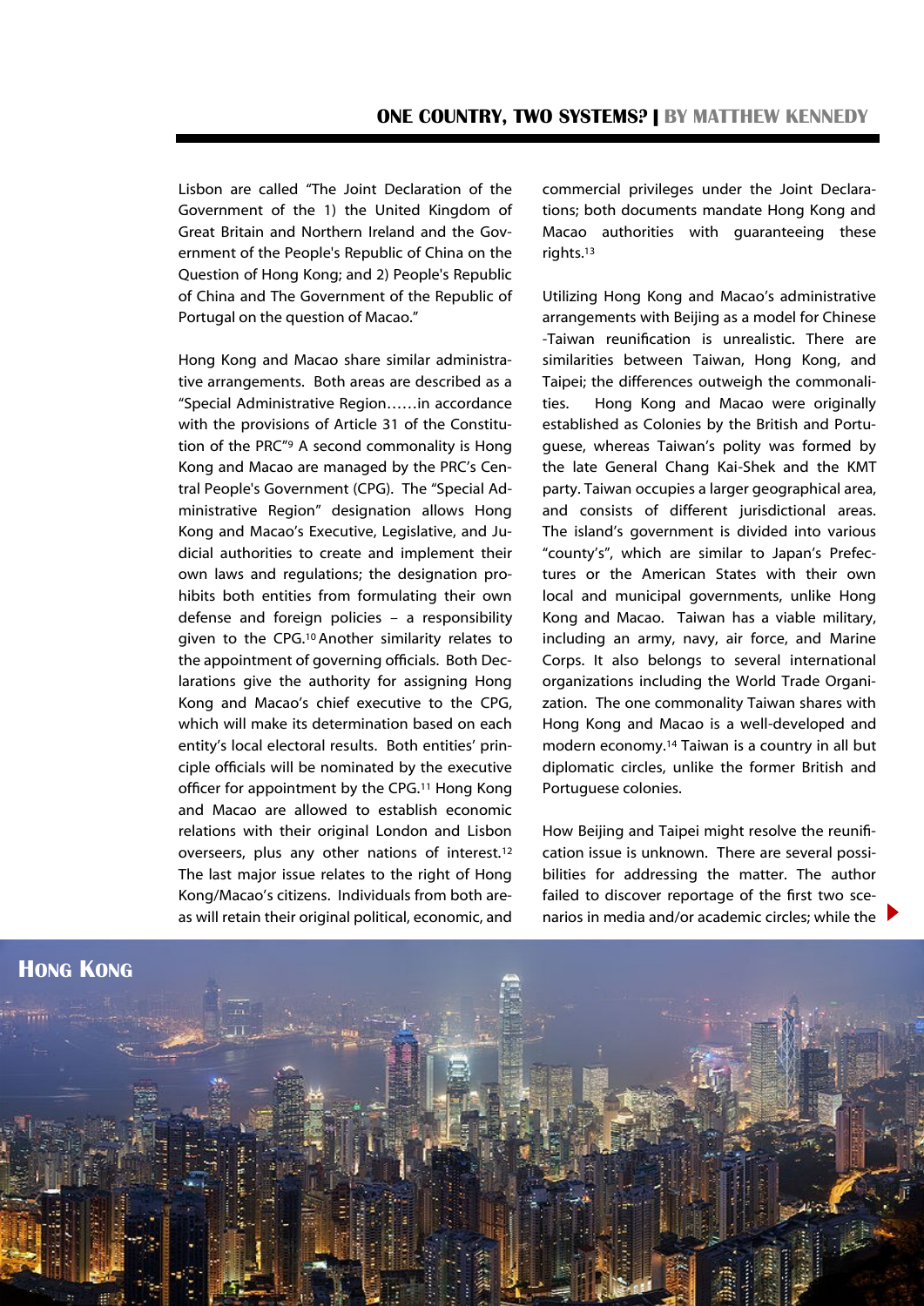Lisbon are called "The Joint Declaration of the Government of the 1) the United Kingdom of Great Britain and Northern Ireland and the Government of the People's Republic of China on the Question of Hong Kong; and 2) People's Republic of China and The Government of the Republic of Portugal on the question of Macao."

Hong Kong and Macao share similar administrative arrangements. Both areas are described as a "Special Administrative Region……in accordance with the provisions of Article 31 of the Constitution of the PRC"[9] A second commonality is Hong Kong and Macao are managed by the PRC's Central People's Government (CPG). The "Special Administrative Region" designation allows Hong Kong and Macao's Executive, Legislative, and Judicial authorities to create and implement their own laws and regulations; the designation prohibits both entities from formulating their own defense and foreign policies – a responsibility given to the CPG.[10] Another similarity relates to the appointment of governing officials. Both Declarations give the authority for assigning Hong Kong and Macao's chief executive to the CPG, which will make its determination based on each entity's local electoral results. Both entities' principle officials will be nominated by the executive officer for appointment by the CPG.[11] Hong Kong and Macao are allowed to establish economic relations with their original London and Lisbon overseers, plus any other nations of interest.[12] The last major issue relates to the right of Hong Kong/Macao's citizens. Individuals from both areas will retain their original political, economic, and commercial privileges under the Joint Declarations; both documents mandate Hong Kong and Macao authorities with guaranteeing these rights.[13]

Utilizing Hong Kong and Macao's administrative arrangements with Beijing as a model for Chinese -Taiwan reunification is unrealistic. There are similarities between Taiwan, Hong Kong, and Taipei; the differences outweigh the commonalities. Hong Kong and Macao were originally established as Colonies by the British and Portuguese, whereas Taiwan's polity was formed by the late General Chang Kai-Shek and the KMT party. Taiwan occupies a larger geographical area, and consists of different jurisdictional areas. The island's government is divided into various "county's", which are similar to Japan's Prefectures or the American States with their own local and municipal governments, unlike Hong Kong and Macao. Taiwan has a viable military, including an army, navy, air force, and Marine Corps. It also belongs to several international organizations including the World Trade Organization. The one commonality Taiwan shares with Hong Kong and Macao is a well-developed and modern economy.[14] Taiwan is a country in all but diplomatic circles, unlike the former British and Portuguese colonies.

How Beijing and Taipei might resolve the reunification issue is unknown. There are several possibilities for addressing the matter. The author failed to discover reportage of the first two scenarios in media and/or academic circles; while the

**HONG KONG**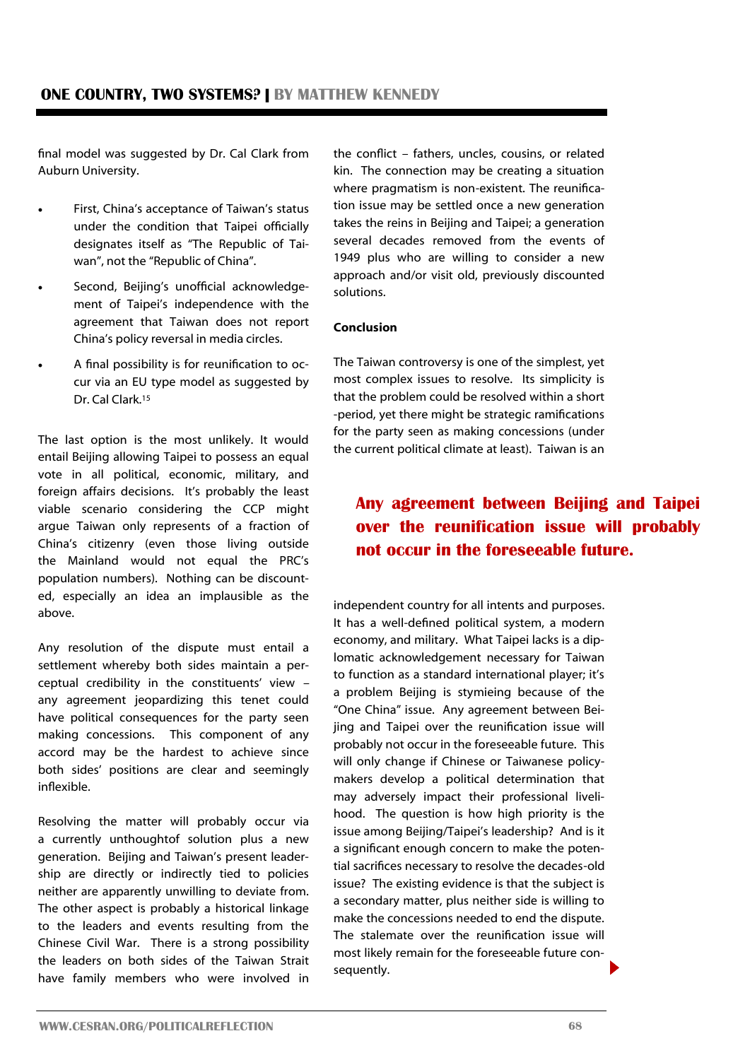final model was suggested by Dr. Cal Clark from Auburn University.

- First, China's acceptance of Taiwan's status under the condition that Taipei officially designates itself as "The Republic of Taiwan", not the "Republic of China".
- Second, Beijing's unofficial acknowledgement of Taipei's independence with the agreement that Taiwan does not report China's policy reversal in media circles.
- A final possibility is for reunification to occur via an EU type model as suggested by Dr. Cal Clark.[15]

The last option is the most unlikely. It would entail Beijing allowing Taipei to possess an equal vote in all political, economic, military, and foreign affairs decisions. It's probably the least viable scenario considering the CCP might argue Taiwan only represents of a fraction of China's citizenry (even those living outside the Mainland would not equal the PRC's population numbers). Nothing can be discounted, especially an idea an implausible as the above.

Any resolution of the dispute must entail a settlement whereby both sides maintain a perceptual credibility in the constituents' view – any agreement jeopardizing this tenet could have political consequences for the party seen making concessions. This component of any accord may be the hardest to achieve since both sides' positions are clear and seemingly inflexible.

Resolving the matter will probably occur via a currently unthoughtof solution plus a new generation. Beijing and Taiwan's present leadership are directly or indirectly tied to policies neither are apparently unwilling to deviate from. The other aspect is probably a historical linkage to the leaders and events resulting from the Chinese Civil War. There is a strong possibility the leaders on both sides of the Taiwan Strait have family members who were involved in the conflict – fathers, uncles, cousins, or related kin. The connection may be creating a situation where pragmatism is non-existent. The reunification issue may be settled once a new generation takes the reins in Beijing and Taipei; a generation several decades removed from the events of 1949 plus who are willing to consider a new approach and/or visit old, previously discounted solutions.

**Conclusion**

The Taiwan controversy is one of the simplest, yet most complex issues to resolve. Its simplicity is that the problem could be resolved within a short -period, yet there might be strategic ramifications for the party seen as making concessions (under the current political climate at least). Taiwan is an independent country for all intents and purposes. It has a well-defined political system, a modern economy, and military. What Taipei lacks is a diplomatic acknowledgement necessary for Taiwan to function as a standard international player; it's a problem Beijing is stymieing because of the "One China" issue. Any agreement between Beijing and Taipei over the reunification issue will probably not occur in the foreseeable future. This will only change if Chinese or Taiwanese policymakers develop a political determination that may adversely impact their professional livelihood. The question is how high priority is the issue among Beijing/Taipei's leadership? And is it a significant enough concern to make the potential sacrifices necessary to resolve the decades-old issue? The existing evidence is that the subject is a secondary matter, plus neither side is willing to make the concessions needed to end the dispute. The stalemate over the reunification issue will most likely remain for the foreseeable future consequently.

**Any agreement between Beijing and Taipei over the reunification issue will probably not occur in the foreseeable future.**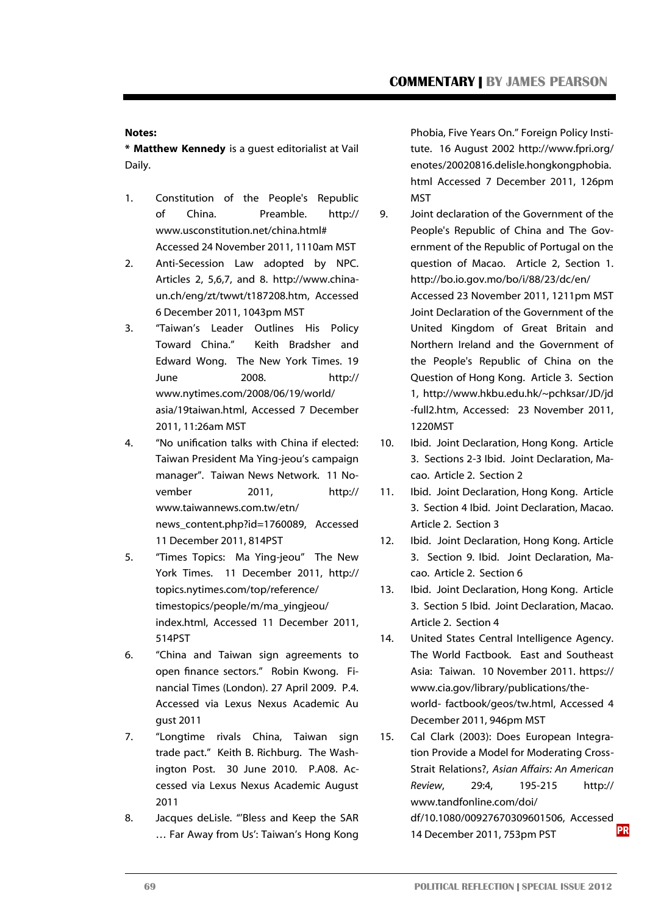**Notes:**

**\* Matthew Kennedy** is a guest editorialist at Vail Daily.

1. Constitution of the People's Republic of China. Preamble. http://www.usconstitution.net/china.html# Accessed 24 November 2011, 1110am MST
2. Anti-Secession Law adopted by NPC. Articles 2, 5,6,7, and 8. http://www.china-un.ch/eng/zt/twwt/t187208.htm, Accessed 6 December 2011, 1043pm MST
3. "Taiwan's Leader Outlines His Policy Toward China." Keith Bradsher and Edward Wong. The New York Times. 19 June 2008. http://www.nytimes.com/2008/06/19/world/asia/19taiwan.html, Accessed 7 December 2011, 11:26am MST
4. "No unification talks with China if elected: Taiwan President Ma Ying-jeou's campaign manager". Taiwan News Network. 11 November 2011, http://www.taiwannews.com.tw/etn/news_content.php?id=1760089, Accessed 11 December 2011, 814PST
5. "Times Topics: Ma Ying-jeou" The New York Times. 11 December 2011, http://topics.nytimes.com/top/reference/timestopics/people/m/ma_yingjeou/index.html, Accessed 11 December 2011, 514PST
6. "China and Taiwan sign agreements to open finance sectors." Robin Kwong. Financial Times (London). 27 April 2009. P.4. Accessed via Lexus Nexus Academic August 2011
7. "Longtime rivals China, Taiwan sign trade pact." Keith B. Richburg. The Washington Post. 30 June 2010. P.A08. Accessed via Lexus Nexus Academic August 2011
8. Jacques deLisle. "'Bless and Keep the SAR … Far Away from Us': Taiwan's Hong Kong Phobia, Five Years On." Foreign Policy Institute. 16 August 2002 http://www.fpri.org/enotes/20020816.delisle.hongkongphobia.html Accessed 7 December 2011, 126pm MST
9. Joint declaration of the Government of the People's Republic of China and The Government of the Republic of Portugal on the question of Macao. Article 2, Section 1. http://bo.io.gov.mo/bo/i/88/23/dc/en/ Accessed 23 November 2011, 1211pm MST Joint Declaration of the Government of the United Kingdom of Great Britain and Northern Ireland and the Government of the People's Republic of China on the Question of Hong Kong. Article 3. Section 1, http://www.hkbu.edu.hk/~pchksar/JD/jd-full2.htm, Accessed: 23 November 2011, 1220MST
10. Ibid. Joint Declaration, Hong Kong. Article 3. Sections 2-3 Ibid. Joint Declaration, Macao. Article 2. Section 2
11. Ibid. Joint Declaration, Hong Kong. Article 3. Section 4 Ibid. Joint Declaration, Macao. Article 2. Section 3
12. Ibid. Joint Declaration, Hong Kong. Article 3. Section 9. Ibid. Joint Declaration, Macao. Article 2. Section 6
13. Ibid. Joint Declaration, Hong Kong. Article 3. Section 5 Ibid. Joint Declaration, Macao. Article 2. Section 4
14. United States Central Intelligence Agency. The World Factbook. East and Southeast Asia: Taiwan. 10 November 2011. https://www.cia.gov/library/publications/the-world- factbook/geos/tw.html, Accessed 4 December 2011, 946pm MST
15. Cal Clark (2003): Does European Integration Provide a Model for Moderating Cross-Strait Relations?, *Asian Affairs: An American Review*, 29:4, 195-215 http://www.tandfonline.com/doi/df/10.1080/00927670309601506, Accessed 14 December 2011, 753pm PST